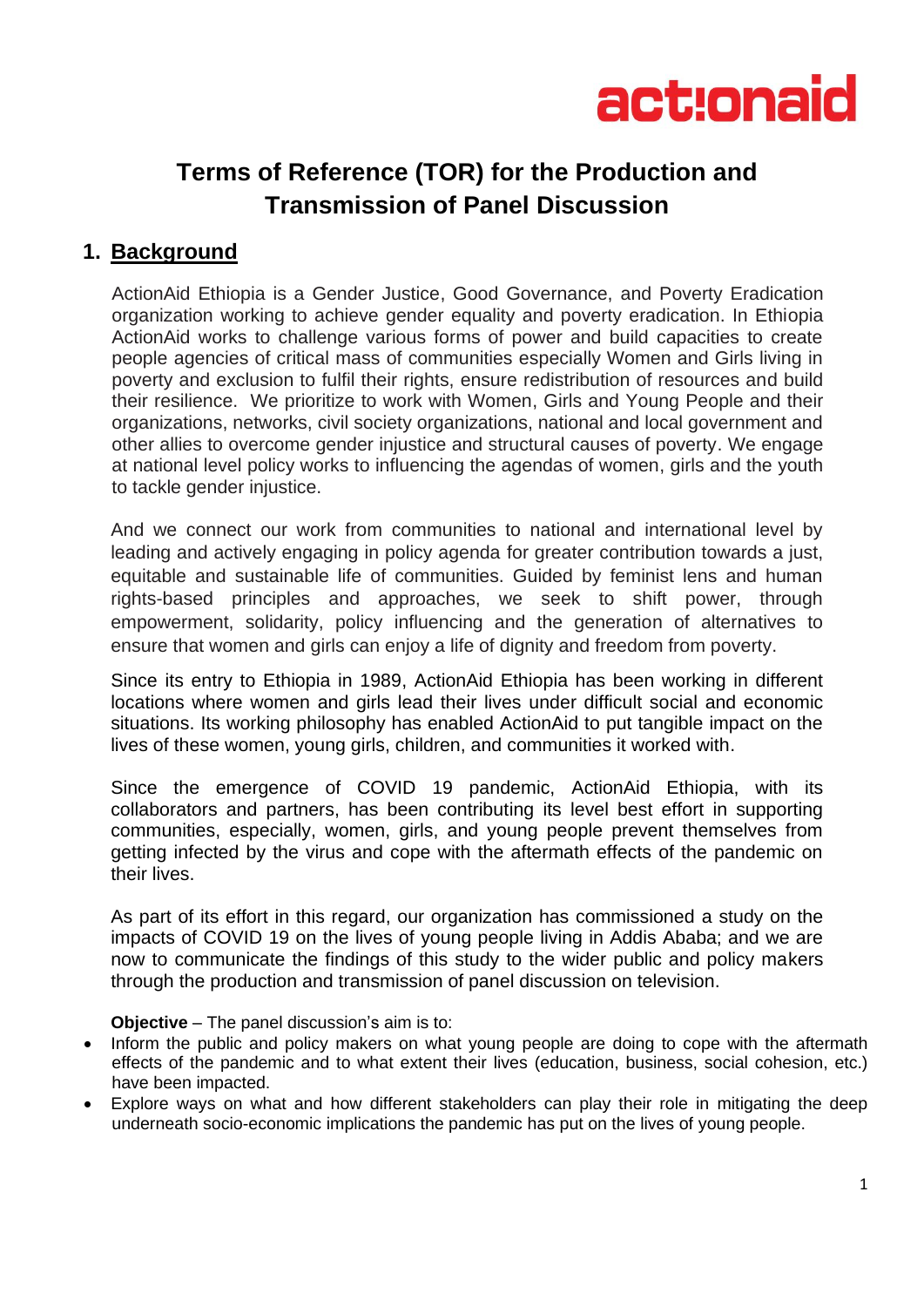actionaid

# Terms of Reference (TOR) for the Production and Transmission of Panel Discussion

## 1. Background

ActionAid Ethiopia is a Gender Justice, Good Governance, and Poverty Eradication organization working to achieve gender equality and poverty eradication. In Ethiopia ActionAid works to challenge various forms of power and build capacities to create people agencies of critical mass of communities especially Women and Girls living in poverty and exclusion to fulfil their rights, ensure redistribution of resources and build their resilience. We prioritize to work with Women, Girls and Young People and their organizations, networks, civil society organizations, national and local government and other allies to overcome gender injustice and structural causes of poverty. We engage at national level policy works to influencing the agendas of women, girls and the youth to tackle gender injustice.

And we connect our work from communities to national and international level by leading and actively engaging in policy agenda for greater contribution towards a just, equitable and sustainable life of communities. Guided by feminist lens and human rights-based principles and approaches, we seek to shift power, through empowerment, solidarity, policy influencing and the generation of alternatives to ensure that women and girls can enjoy a life of dignity and freedom from poverty.

Since its entry to Ethiopia in 1989, ActionAid Ethiopia has been working in different locations where women and girls lead their lives under difficult social and economic situations. Its working philosophy has enabled ActionAid to put tangible impact on the lives of these women, young girls, children, and communities it worked with.

Since the emergence of COVID 19 pandemic, ActionAid Ethiopia, with its collaborators and partners, has been contributing its level best effort in supporting communities, especially, women, girls, and young people prevent themselves from getting infected by the virus and cope with the aftermath effects of the pandemic on their lives.

As part of its effort in this regard, our organization has commissioned a study on the impacts of COVID 19 on the lives of young people living in Addis Ababa; and we are now to communicate the findings of this study to the wider public and policy makers through the production and transmission of panel discussion on television.

**Objective** – The panel discussion's aim is to:

- Inform the public and policy makers on what young people are doing to cope with the aftermath effects of the pandemic and to what extent their lives (education, business, social cohesion, etc.) have been impacted.
- Explore ways on what and how different stakeholders can play their role in mitigating the deep underneath socio-economic implications the pandemic has put on the lives of young people.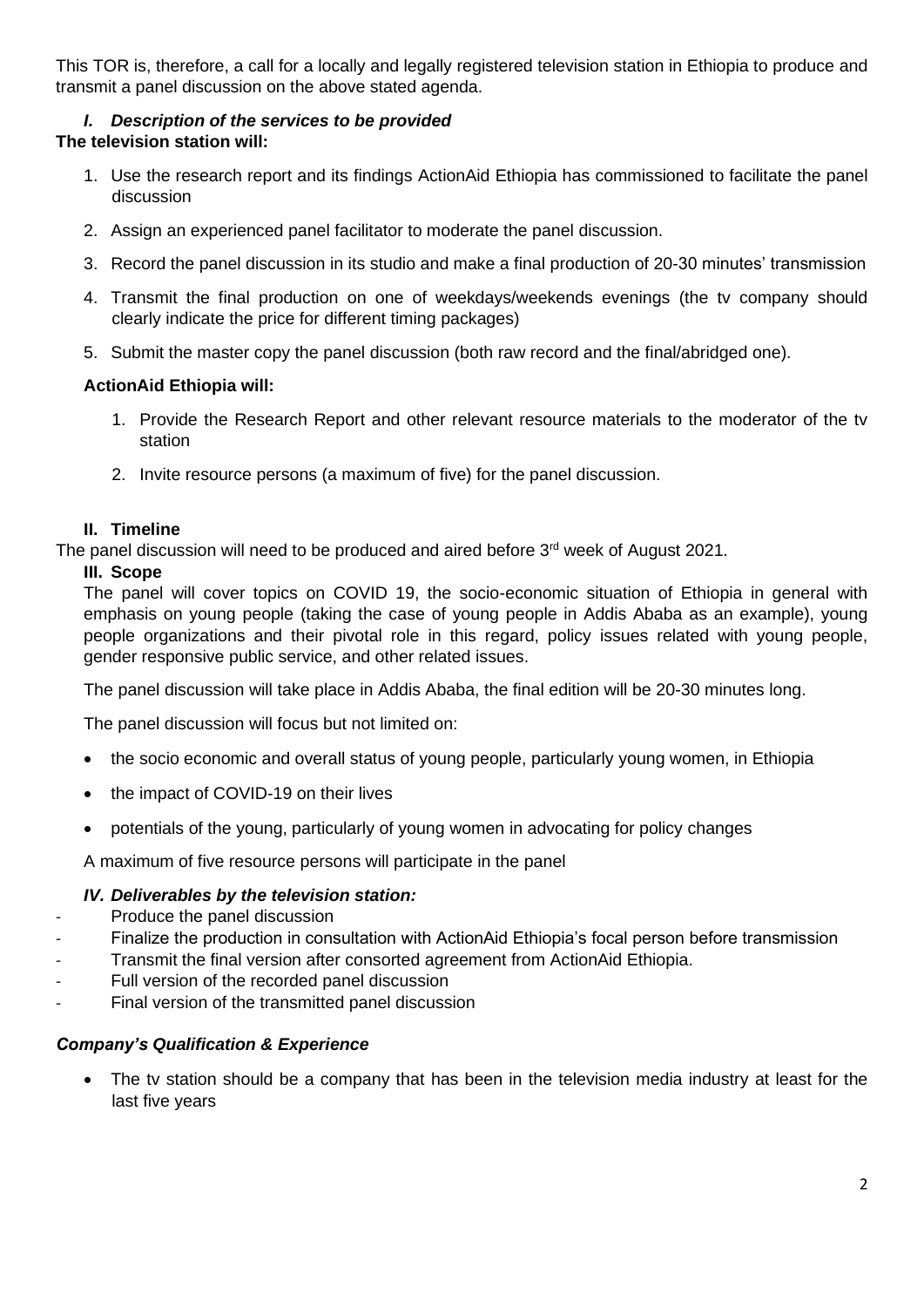This TOR is, therefore, a call for a locally and legally registered television station in Ethiopia to produce and transmit a panel discussion on the above stated agenda.

### *I. Description of the services to be provided*

**The television station will:**

1. Use the research report and its findings ActionAid Ethiopia has commissioned to facilitate the panel discussion
2. Assign an experienced panel facilitator to moderate the panel discussion.
3. Record the panel discussion in its studio and make a final production of 20-30 minutes' transmission
4. Transmit the final production on one of weekdays/weekends evenings (the tv company should clearly indicate the price for different timing packages)
5. Submit the master copy the panel discussion (both raw record and the final/abridged one).

**ActionAid Ethiopia will:**

1. Provide the Research Report and other relevant resource materials to the moderator of the tv station
2. Invite resource persons (a maximum of five) for the panel discussion.

### II. Timeline

The panel discussion will need to be produced and aired before 3rd week of August 2021.

### III. Scope

The panel will cover topics on COVID 19, the socio-economic situation of Ethiopia in general with emphasis on young people (taking the case of young people in Addis Ababa as an example), young people organizations and their pivotal role in this regard, policy issues related with young people, gender responsive public service, and other related issues.

The panel discussion will take place in Addis Ababa, the final edition will be 20-30 minutes long.

The panel discussion will focus but not limited on:

- the socio economic and overall status of young people, particularly young women, in Ethiopia
- the impact of COVID-19 on their lives
- potentials of the young, particularly of young women in advocating for policy changes

A maximum of five resource persons will participate in the panel

### *IV. Deliverables by the television station:*

- Produce the panel discussion
- Finalize the production in consultation with ActionAid Ethiopia's focal person before transmission
- Transmit the final version after consorted agreement from ActionAid Ethiopia.
- Full version of the recorded panel discussion
- Final version of the transmitted panel discussion

### *Company's Qualification & Experience*

- The tv station should be a company that has been in the television media industry at least for the last five years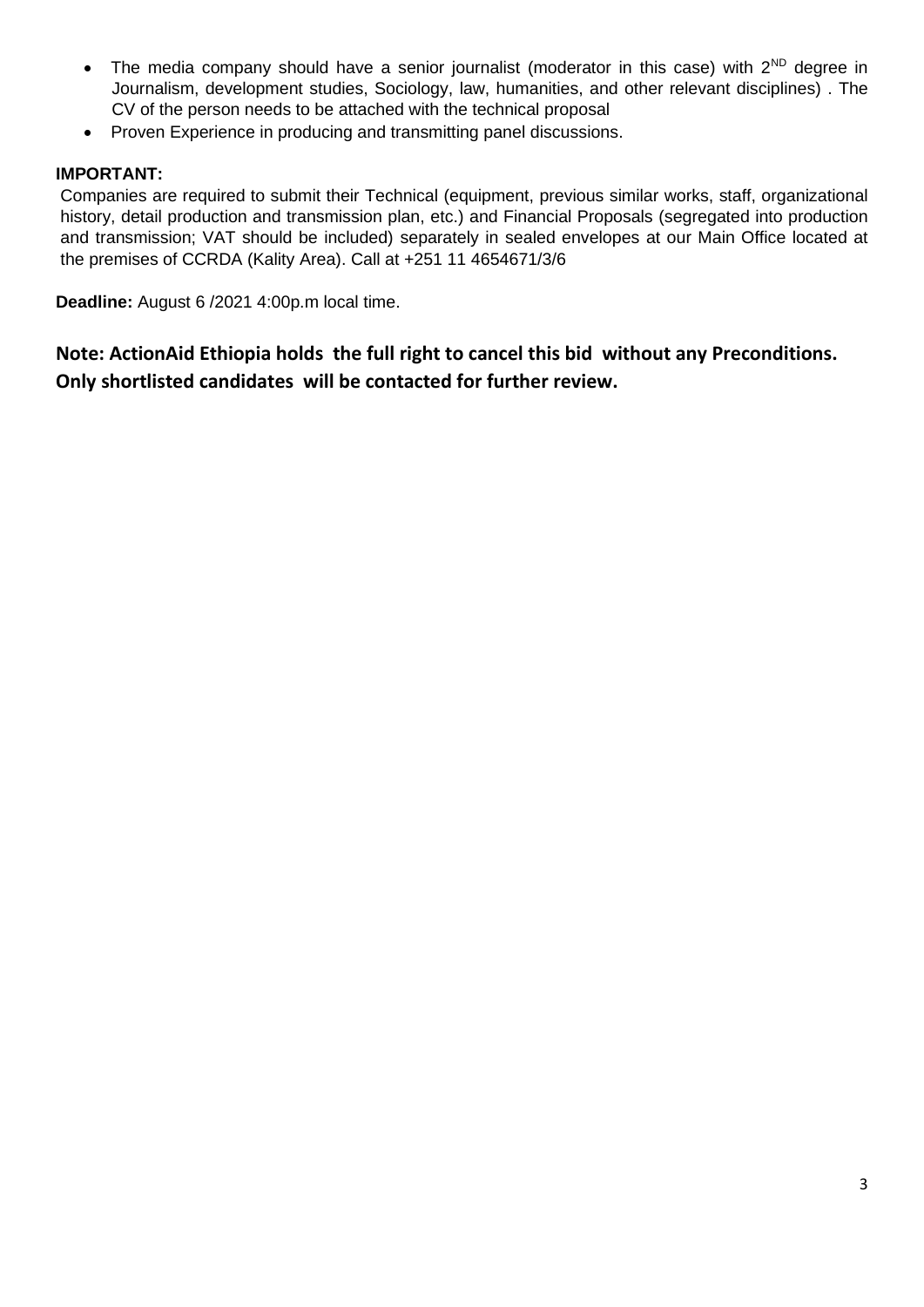- The media company should have a senior journalist (moderator in this case) with 2[ND] degree in Journalism, development studies, Sociology, law, humanities, and other relevant disciplines) . The CV of the person needs to be attached with the technical proposal
- Proven Experience in producing and transmitting panel discussions.

**IMPORTANT:**

Companies are required to submit their Technical (equipment, previous similar works, staff, organizational history, detail production and transmission plan, etc.) and Financial Proposals (segregated into production and transmission; VAT should be included) separately in sealed envelopes at our Main Office located at the premises of CCRDA (Kality Area). Call at +251 11 4654671/3/6

**Deadline:** August 6 /2021 4:00p.m local time.

**Note: ActionAid Ethiopia holds the full right to cancel this bid without any Preconditions. Only shortlisted candidates will be contacted for further review.**